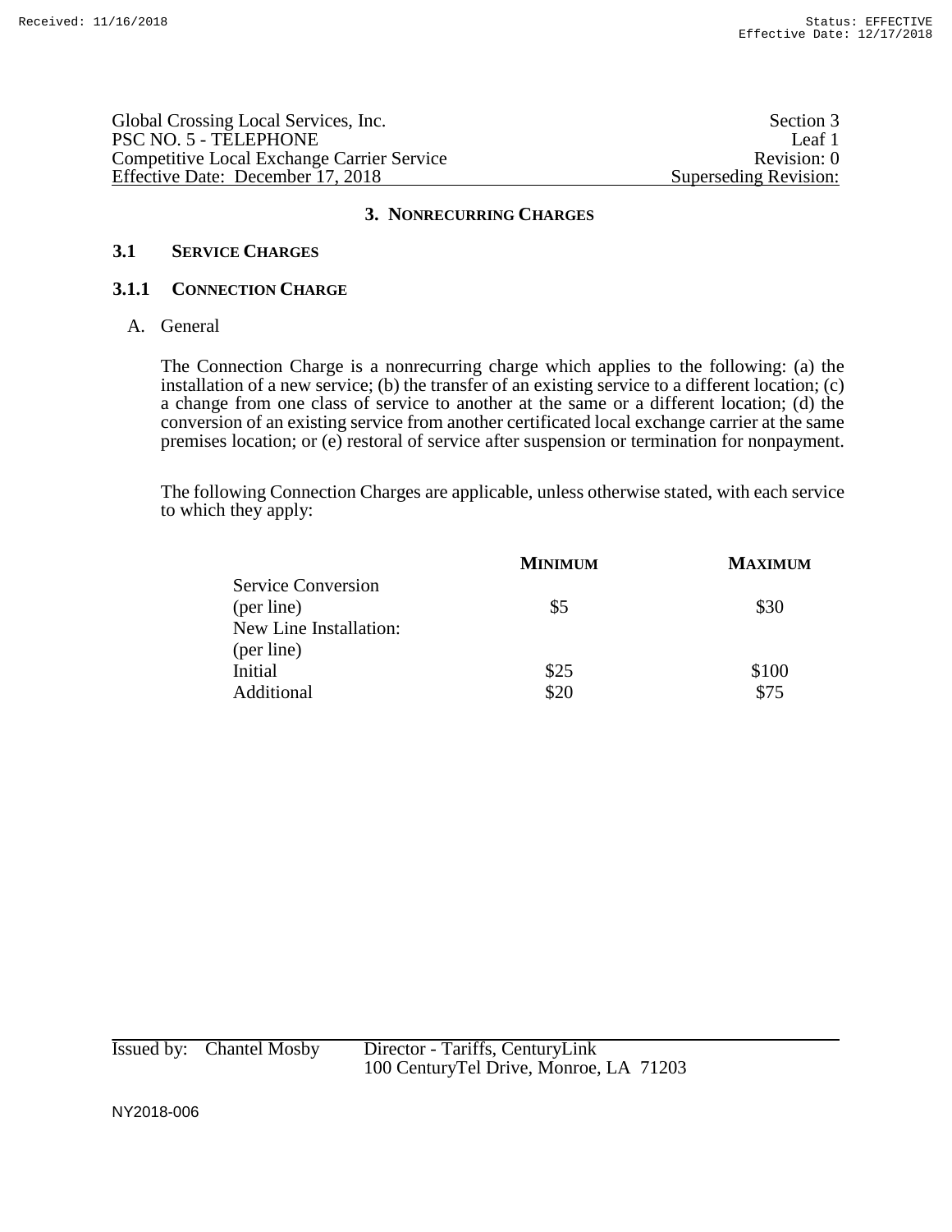Global Crossing Local Services, Inc. | Section 3
PSC NO. 5 - TELEPHONE | Leaf 1
Competitive Local Exchange Carrier Service | Revision: 0
Effective Date: December 17, 2018 | Superseding Revision:

# 3. NONRECURRING CHARGES

## 3.1 SERVICE CHARGES

### 3.1.1 CONNECTION CHARGE

A. General

The Connection Charge is a nonrecurring charge which applies to the following: (a) the installation of a new service; (b) the transfer of an existing service to a different location; (c) a change from one class of service to another at the same or a different location; (d) the conversion of an existing service from another certificated local exchange carrier at the same premises location; or (e) restoral of service after suspension or termination for nonpayment.

The following Connection Charges are applicable, unless otherwise stated, with each service to which they apply:

| | MINIMUM | MAXIMUM |
|---|---|---|
| Service Conversion (per line) | $5 | $30 |
| New Line Installation: (per line) | | |
| Initial | $25 | $100 |
| Additional | $20 | $75 |

Issued by: Chantel Mosby, Director - Tariffs, CenturyLink
100 CenturyTel Drive, Monroe, LA 71203

NY2018-006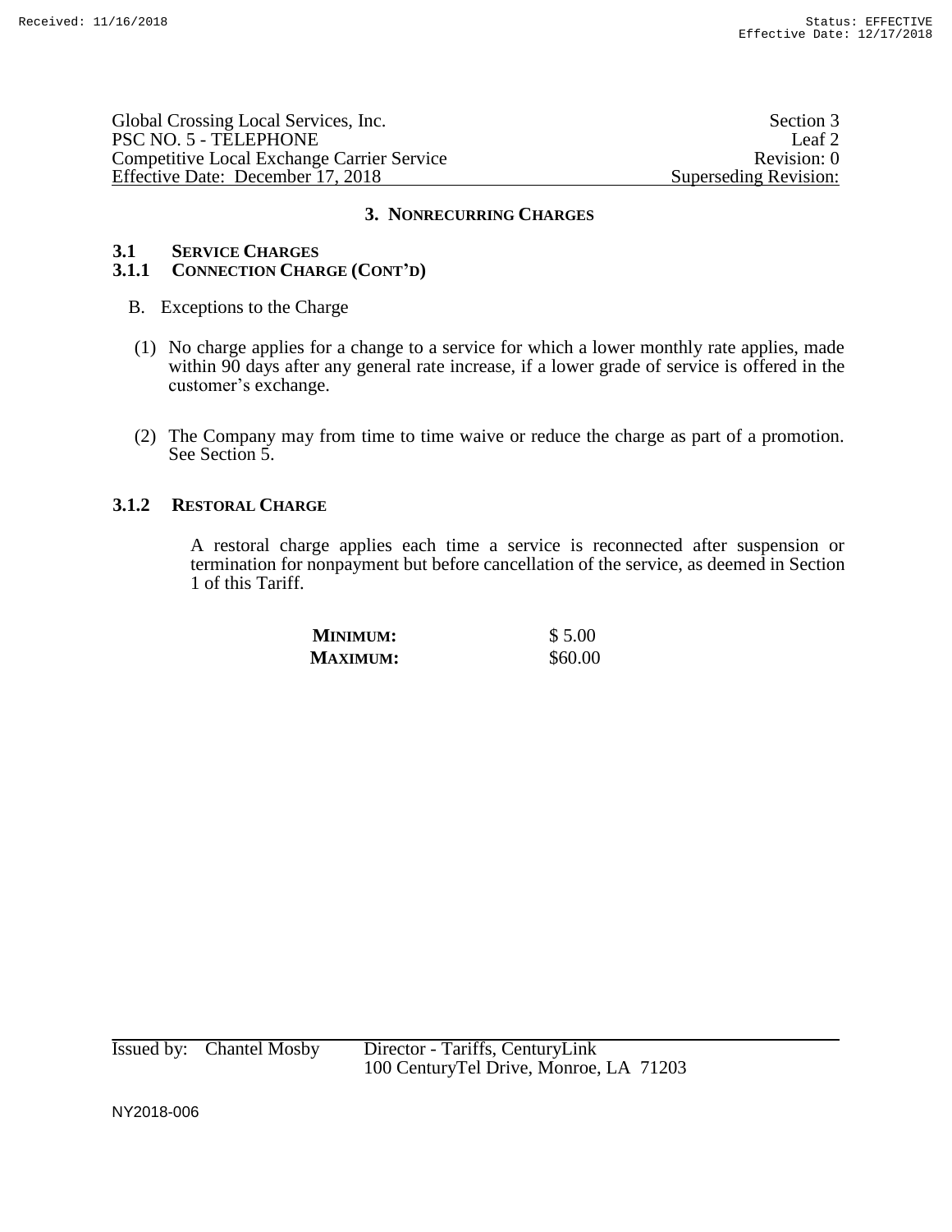## 3. NONRECURRING CHARGES

### 3.1 SERVICE CHARGES

### 3.1.1 CONNECTION CHARGE (CONT'D)

B. Exceptions to the Charge

(1) No charge applies for a change to a service for which a lower monthly rate applies, made within 90 days after any general rate increase, if a lower grade of service is offered in the customer's exchange.

(2) The Company may from time to time waive or reduce the charge as part of a promotion. See Section 5.

### 3.1.2 RESTORAL CHARGE

A restoral charge applies each time a service is reconnected after suspension or termination for nonpayment but before cancellation of the service, as deemed in Section 1 of this Tariff.

| | |
|---|---|
| **MINIMUM:** | $ 5.00 |
| **MAXIMUM:** | $60.00 |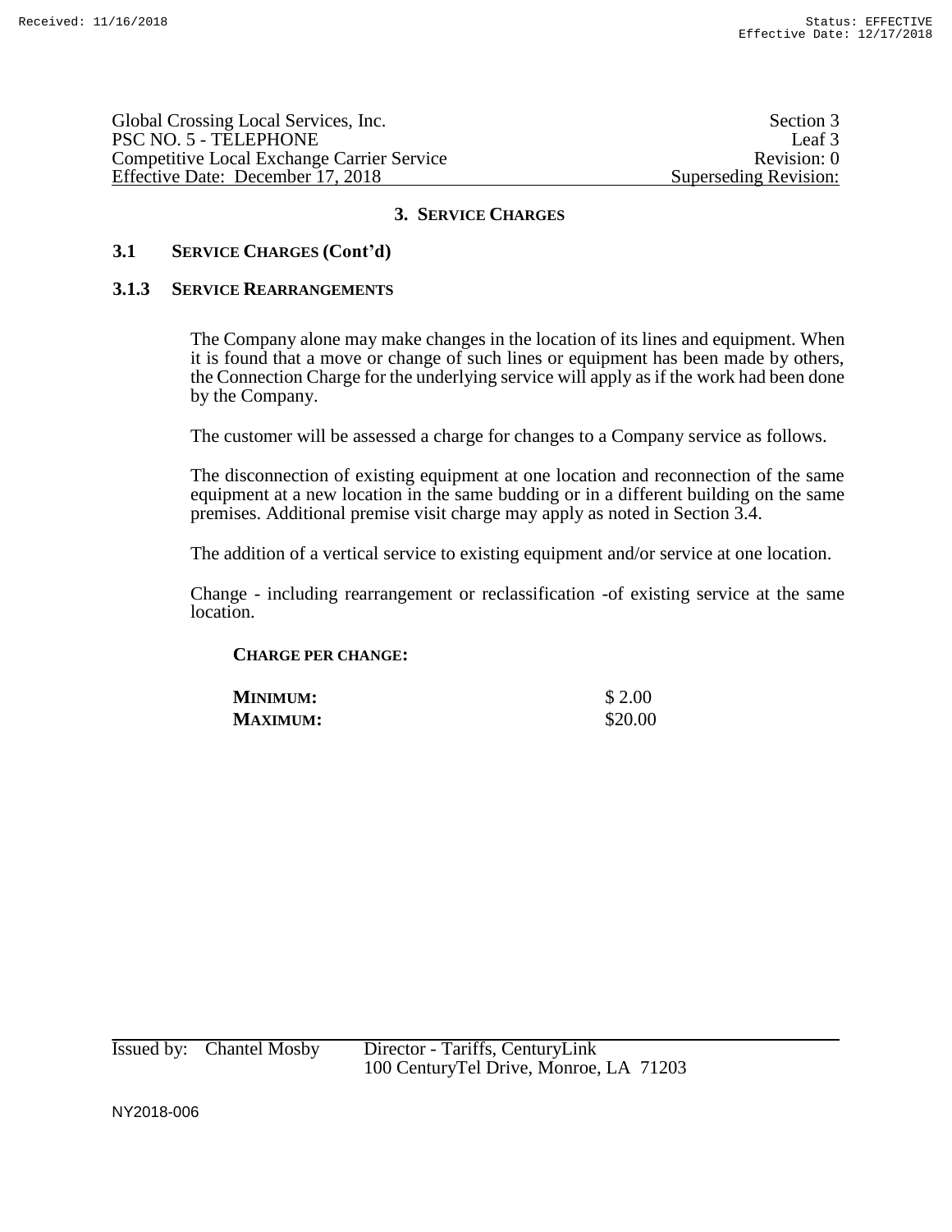## 3. SERVICE CHARGES

### 3.1 SERVICE CHARGES (Cont'd)

#### 3.1.3 SERVICE REARRANGEMENTS

The Company alone may make changes in the location of its lines and equipment. When it is found that a move or change of such lines or equipment has been made by others, the Connection Charge for the underlying service will apply as if the work had been done by the Company.

The customer will be assessed a charge for changes to a Company service as follows.

The disconnection of existing equipment at one location and reconnection of the same equipment at a new location in the same budding or in a different building on the same premises. Additional premise visit charge may apply as noted in Section 3.4.

The addition of a vertical service to existing equipment and/or service at one location.

Change - including rearrangement or reclassification -of existing service at the same location.

**CHARGE PER CHANGE:**

| | |
|---|---|
| **MINIMUM:** | $ 2.00 |
| **MAXIMUM:** | $20.00 |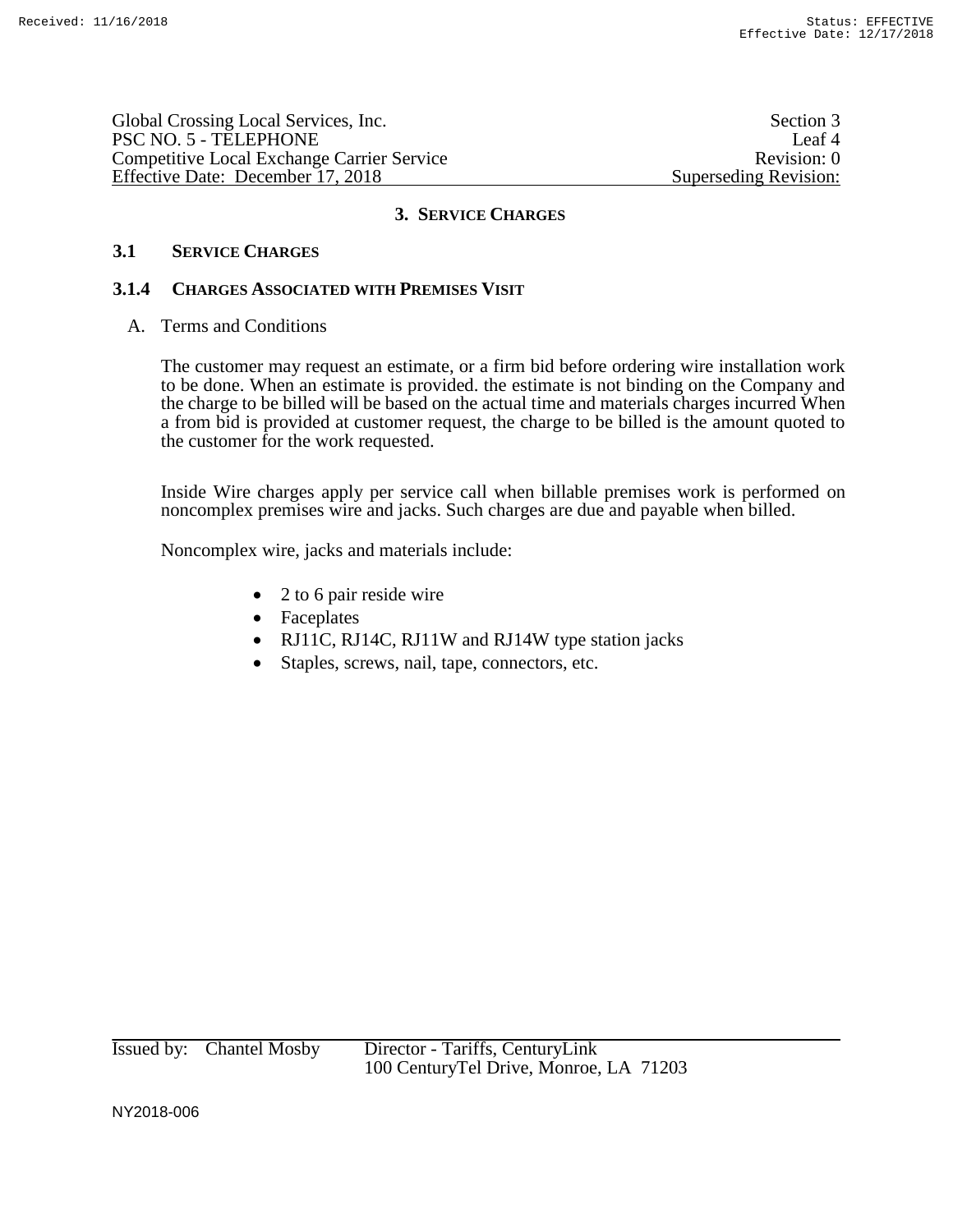## 3. SERVICE CHARGES

### 3.1 SERVICE CHARGES

### 3.1.4 CHARGES ASSOCIATED WITH PREMISES VISIT

A. Terms and Conditions

The customer may request an estimate, or a firm bid before ordering wire installation work to be done. When an estimate is provided. the estimate is not binding on the Company and the charge to be billed will be based on the actual time and materials charges incurred When a from bid is provided at customer request, the charge to be billed is the amount quoted to the customer for the work requested.

Inside Wire charges apply per service call when billable premises work is performed on noncomplex premises wire and jacks. Such charges are due and payable when billed.

Noncomplex wire, jacks and materials include:

- 2 to 6 pair reside wire
- Faceplates
- RJ11C, RJ14C, RJ11W and RJ14W type station jacks
- Staples, screws, nail, tape, connectors, etc.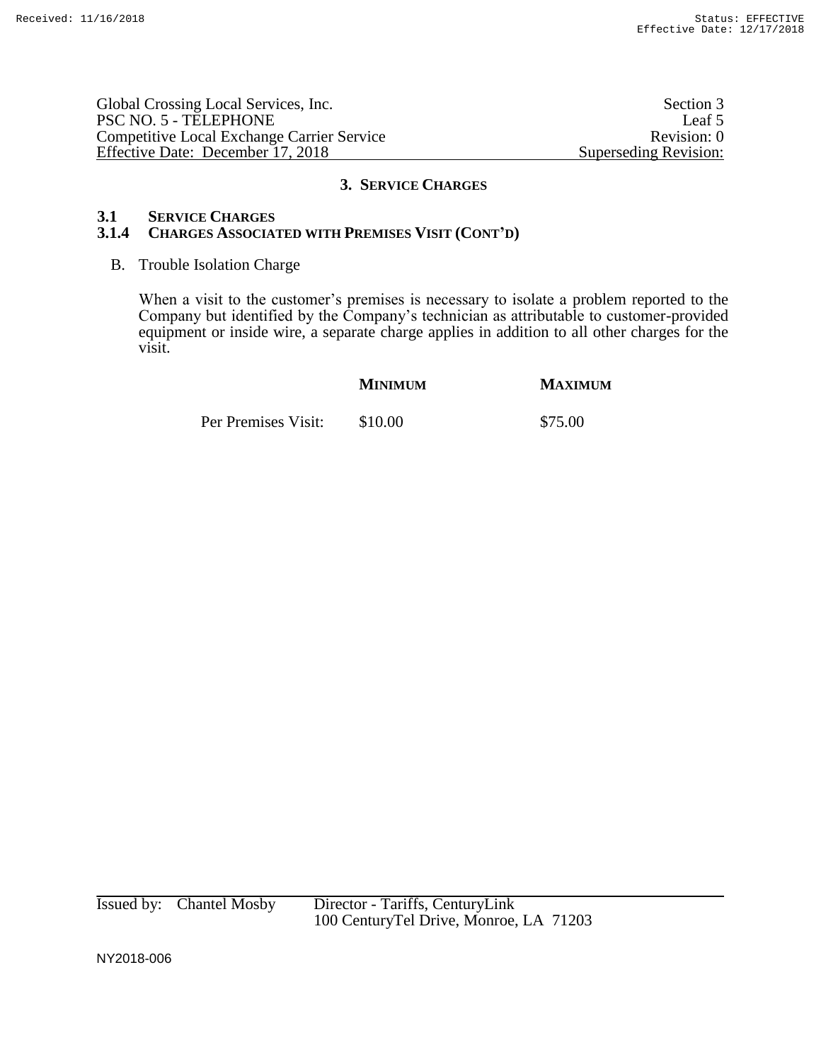## 3. SERVICE CHARGES

### 3.1 SERVICE CHARGES

### 3.1.4 CHARGES ASSOCIATED WITH PREMISES VISIT (CONT'D)

B. Trouble Isolation Charge

When a visit to the customer's premises is necessary to isolate a problem reported to the Company but identified by the Company's technician as attributable to customer-provided equipment or inside wire, a separate charge applies in addition to all other charges for the visit.

| | **MINIMUM** | **MAXIMUM** |
|---|---|---|
| Per Premises Visit: | $10.00 | $75.00 |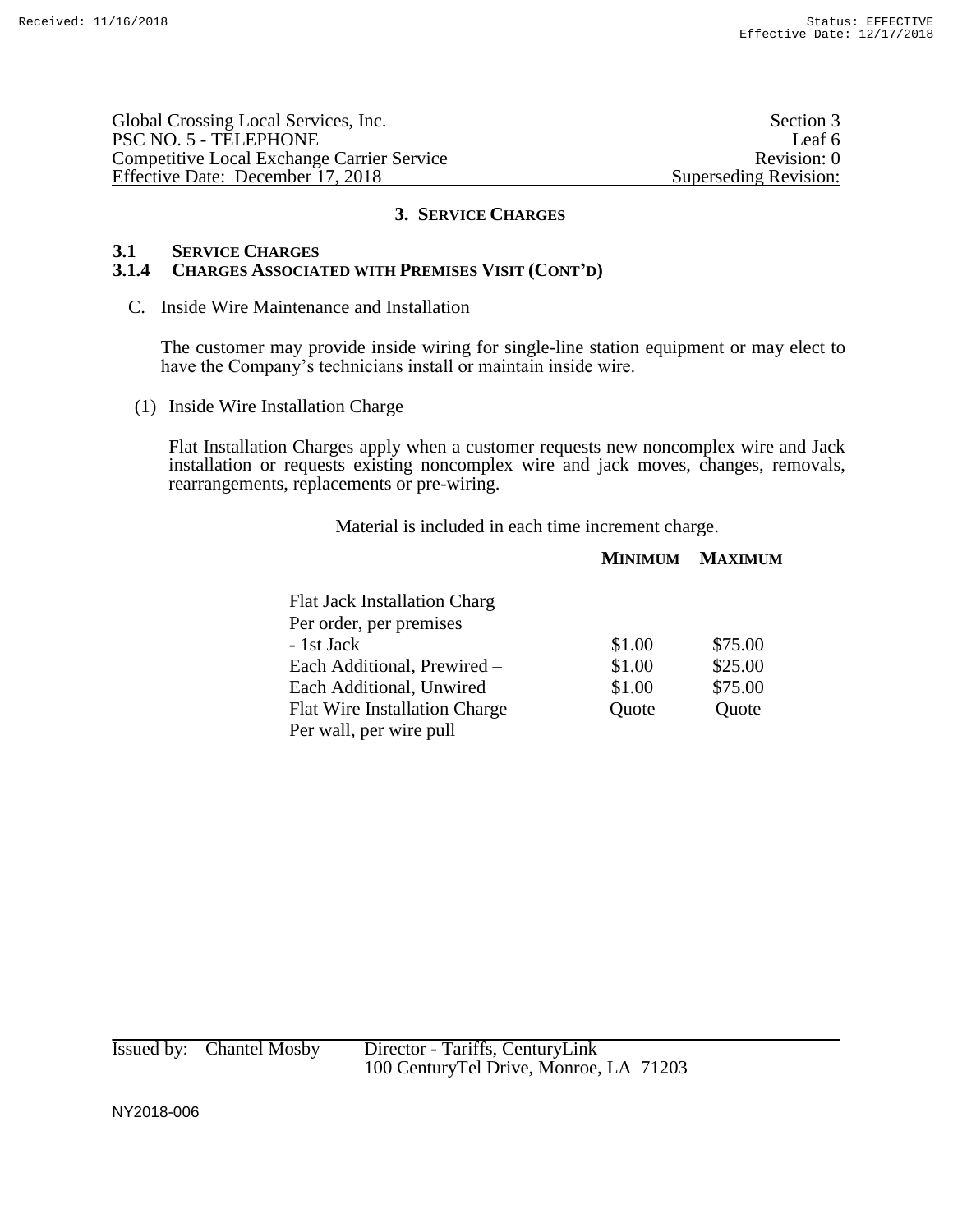Global Crossing Local Services, Inc.
PSC NO. 5 - TELEPHONE
Competitive Local Exchange Carrier Service
Effective Date: December 17, 2018

Section 3
Leaf 6
Revision: 0
Superseding Revision:

## 3. SERVICE CHARGES

### 3.1 SERVICE CHARGES

### 3.1.4 CHARGES ASSOCIATED WITH PREMISES VISIT (CONT'D)

C. Inside Wire Maintenance and Installation

The customer may provide inside wiring for single-line station equipment or may elect to have the Company's technicians install or maintain inside wire.

(1) Inside Wire Installation Charge

Flat Installation Charges apply when a customer requests new noncomplex wire and Jack installation or requests existing noncomplex wire and jack moves, changes, removals, rearrangements, replacements or pre-wiring.

Material is included in each time increment charge.

| | MINIMUM | MAXIMUM |
|---|---|---|
| Flat Jack Installation Charg | | |
| Per order, per premises | | |
| - 1st Jack – | $1.00 | $75.00 |
| Each Additional, Prewired – | $1.00 | $25.00 |
| Each Additional, Unwired | $1.00 | $75.00 |
| Flat Wire Installation Charge | Quote | Quote |
| Per wall, per wire pull | | |

Issued by: Chantel Mosby Director - Tariffs, CenturyLink
100 CenturyTel Drive, Monroe, LA 71203

NY2018-006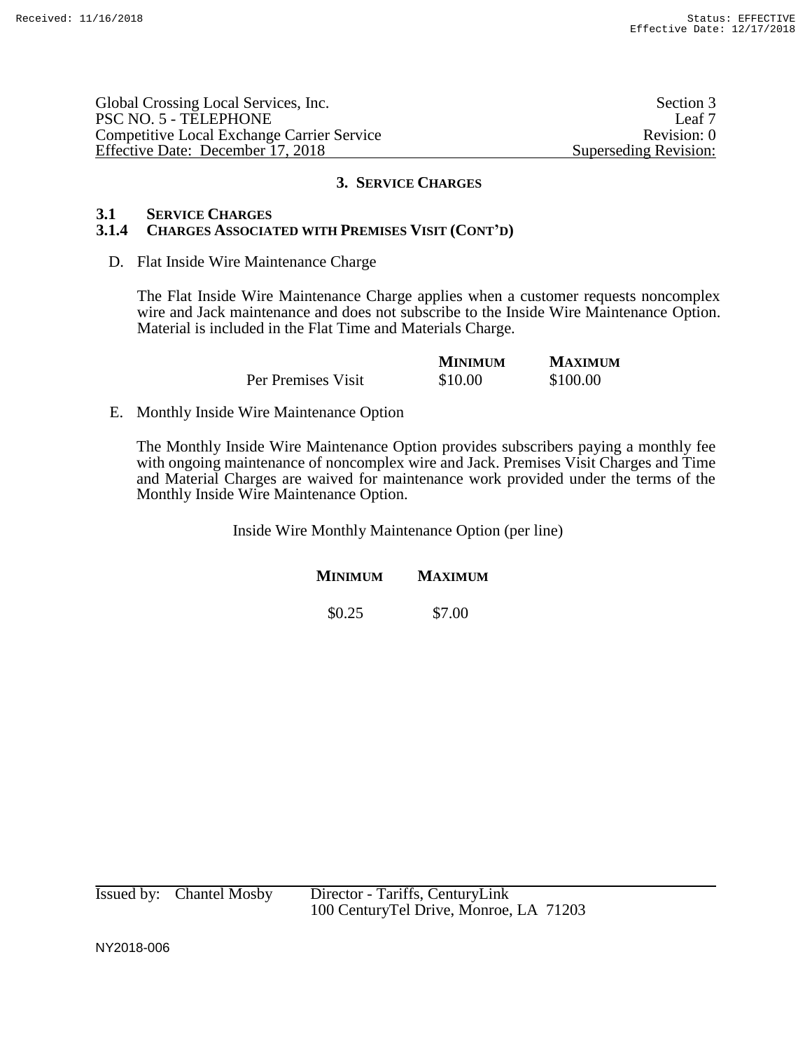Global Crossing Local Services, Inc.
PSC NO. 5 - TELEPHONE
Competitive Local Exchange Carrier Service
Effective Date: December 17, 2018

Section 3
Leaf 7
Revision: 0
Superseding Revision:

## 3. SERVICE CHARGES

### 3.1 SERVICE CHARGES
### 3.1.4 CHARGES ASSOCIATED WITH PREMISES VISIT (CONT'D)

D. Flat Inside Wire Maintenance Charge

The Flat Inside Wire Maintenance Charge applies when a customer requests noncomplex wire and Jack maintenance and does not subscribe to the Inside Wire Maintenance Option. Material is included in the Flat Time and Materials Charge.

| | MINIMUM | MAXIMUM |
|---|---|---|
| Per Premises Visit | $10.00 | $100.00 |

E. Monthly Inside Wire Maintenance Option

The Monthly Inside Wire Maintenance Option provides subscribers paying a monthly fee with ongoing maintenance of noncomplex wire and Jack. Premises Visit Charges and Time and Material Charges are waived for maintenance work provided under the terms of the Monthly Inside Wire Maintenance Option.

Inside Wire Monthly Maintenance Option (per line)

| MINIMUM | MAXIMUM |
|---|---|
| $0.25 | $7.00 |

Issued by: Chantel Mosby Director - Tariffs, CenturyLink
100 CenturyTel Drive, Monroe, LA 71203

NY2018-006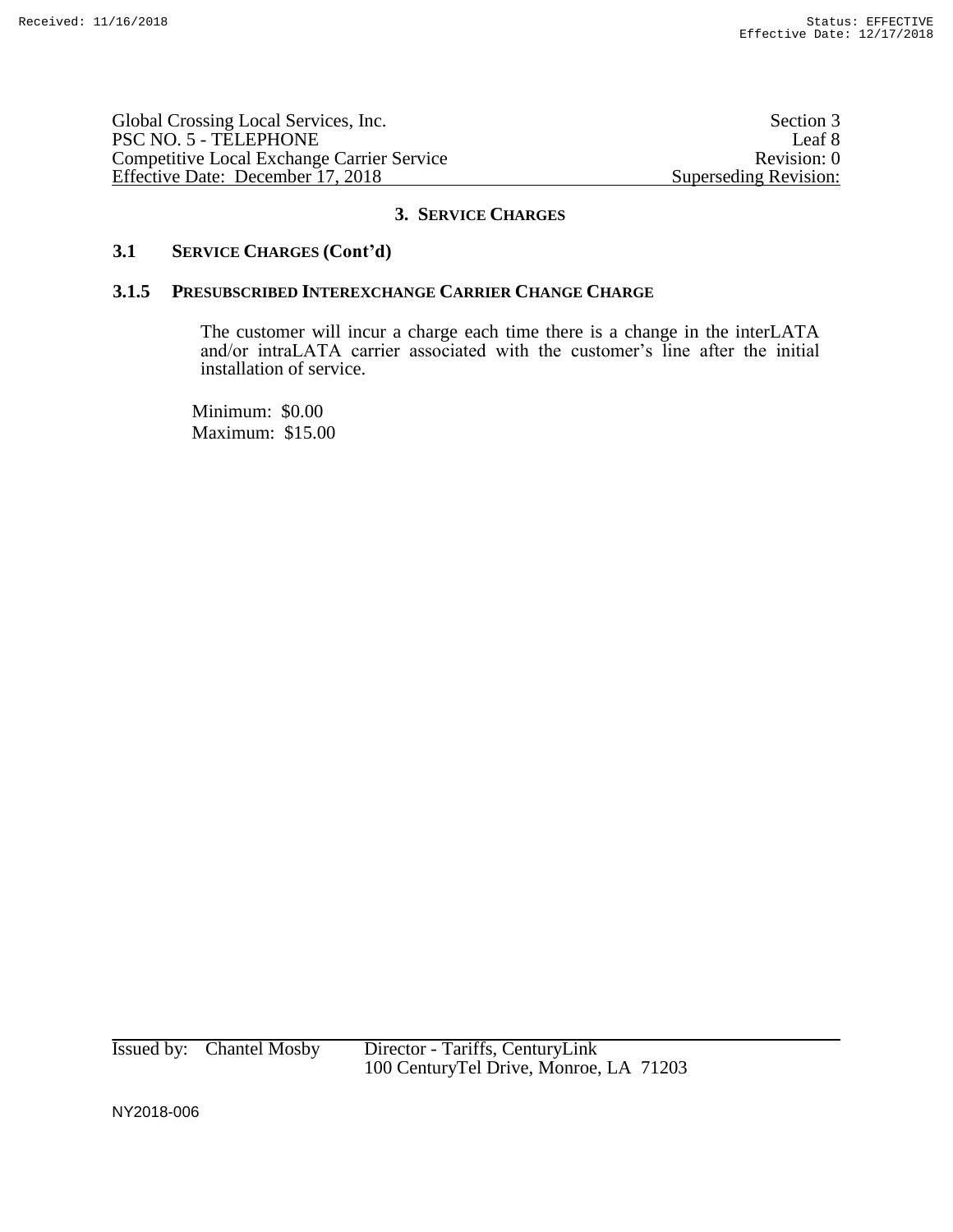## 3. SERVICE CHARGES

### 3.1 SERVICE CHARGES (Cont'd)

### 3.1.5 PRESUBSCRIBED INTEREXCHANGE CARRIER CHANGE CHARGE

The customer will incur a charge each time there is a change in the interLATA and/or intraLATA carrier associated with the customer's line after the initial installation of service.

Minimum: $0.00
Maximum: $15.00